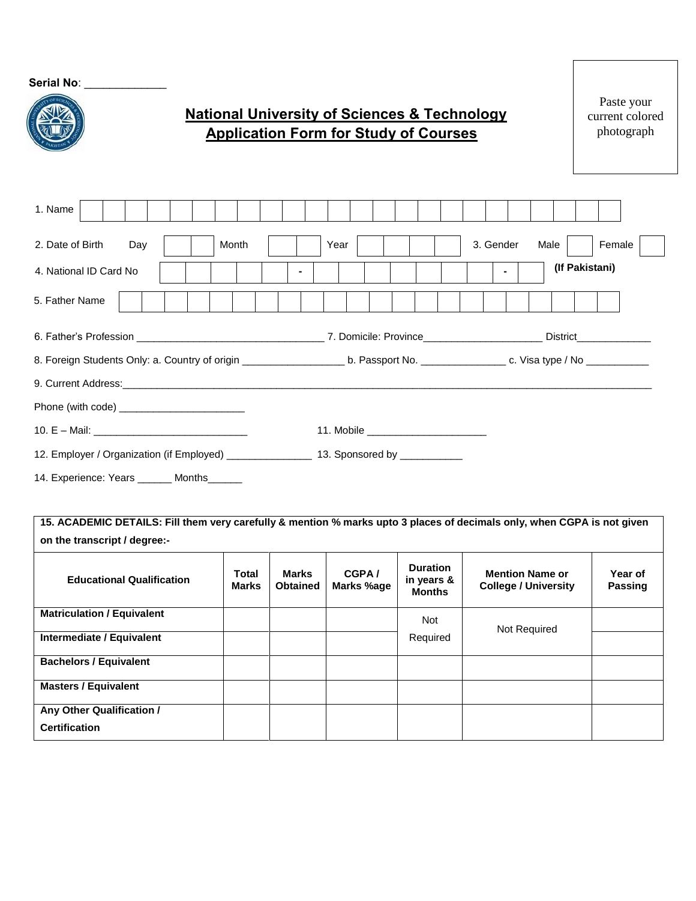**Serial No**: _____________

# National University of Sciences & Technology
## Application Form for Study of Courses

Paste your current colored photograph

1. Name

2. Date of Birth Day | | Month | | Year | | 3. Gender Male | | Female | |

4. National ID Card No | | - | | - | | **(If Pakistani)**

5. Father Name

6. Father's Profession ________________________________ 7. Domicile: Province____________________ District_____________

8. Foreign Students Only: a. Country of origin _________________ b. Passport No. _______________ c. Visa type / No ___________

9. Current Address:_______________________________________________________________________________________________

Phone (with code) ______________________

10. E – Mail: ___________________________ 11. Mobile _____________________

12. Employer / Organization (if Employed) _______________ 13. Sponsored by ___________

14. Experience: Years ______ Months______

**15. ACADEMIC DETAILS: Fill them very carefully & mention % marks upto 3 places of decimals only, when CGPA is not given on the transcript / degree:-**

| Educational Qualification | Total Marks | Marks Obtained | CGPA / Marks %age | Duration in years & Months | Mention Name or College / University | Year of Passing |
|---|---|---|---|---|---|---|
| **Matriculation / Equivalent** | | | | Not Required | Not Required | |
| **Intermediate / Equivalent** | | | | | | |
| **Bachelors / Equivalent** | | | | | | |
| **Masters / Equivalent** | | | | | | |
| **Any Other Qualification / Certification** | | | | | | |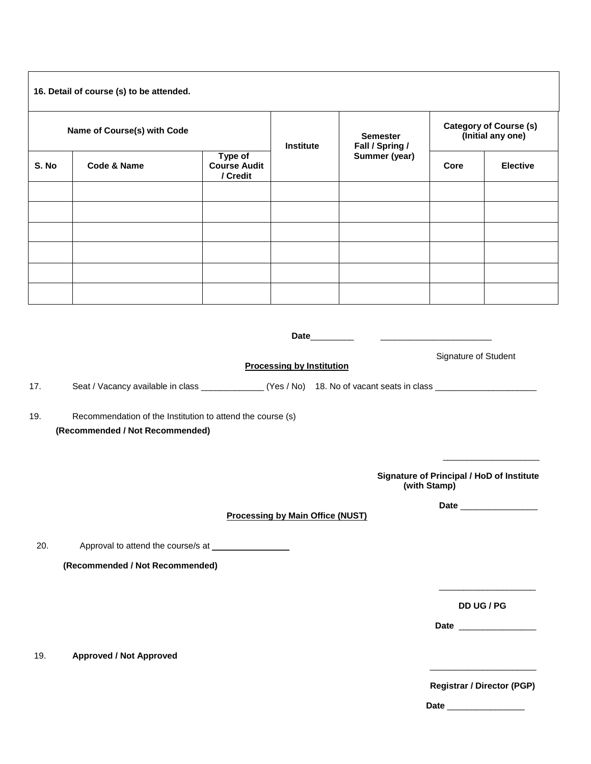**16. Detail of course (s) to be attended.**

| Name of Course(s) with Code | | | Institute | Semester Fall / Spring / Summer (year) | Category of Course (s) (Initial any one) | |
|---|---|---|---|---|---|---|
| S. No | Code & Name | Type of Course Audit / Credit | | | Core | Elective |
| | | | | | | |
| | | | | | | |
| | | | | | | |
| | | | | | | |
| | | | | | | |
| | | | | | | |

Date_________ _______________________

Signature of Student

**Processing by Institution**

17. Seat / Vacancy available in class _____________ (Yes / No) 18. No of vacant seats in class _____________________

19. Recommendation of the Institution to attend the course (s)
**(Recommended / Not Recommended)**

____________________

**Signature of Principal / HoD of Institute (with Stamp)**

**Date** ________________

**Processing by Main Office (NUST)**

20. Approval to attend the course/s at ________________

**(Recommended / Not Recommended)**

____________________

**DD UG / PG**

**Date** ________________

19. **Approved / Not Approved**

______________________

**Registrar / Director (PGP)**

**Date** ________________